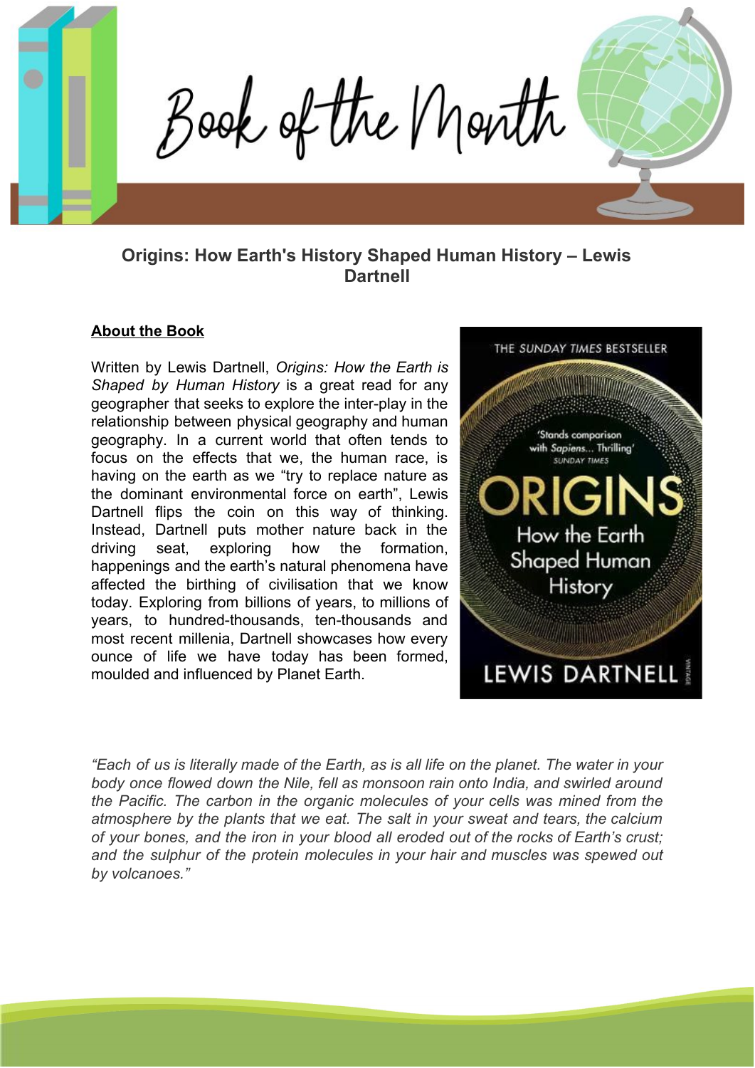# Book of the Month

## Origins: How Earth's History Shaped Human History – Lewis Dartnell

**About the Book**

Written by Lewis Dartnell, *Origins: How the Earth is Shaped by Human History* is a great read for any geographer that seeks to explore the inter-play in the relationship between physical geography and human geography. In a current world that often tends to focus on the effects that we, the human race, is having on the earth as we "try to replace nature as the dominant environmental force on earth", Lewis Dartnell flips the coin on this way of thinking. Instead, Dartnell puts mother nature back in the driving seat, exploring how the formation, happenings and the earth's natural phenomena have affected the birthing of civilisation that we know today. Exploring from billions of years, to millions of years, to hundred-thousands, ten-thousands and most recent millenia, Dartnell showcases how every ounce of life we have today has been formed, moulded and influenced by Planet Earth.

THE SUNDAY TIMES BESTSELLER

'Stands comparison with Sapiens... Thrilling' SUNDAY TIMES

ORIGINS
How the Earth Shaped Human History

LEWIS DARTNELL

*"Each of us is literally made of the Earth, as is all life on the planet. The water in your body once flowed down the Nile, fell as monsoon rain onto India, and swirled around the Pacific. The carbon in the organic molecules of your cells was mined from the atmosphere by the plants that we eat. The salt in your sweat and tears, the calcium of your bones, and the iron in your blood all eroded out of the rocks of Earth's crust; and the sulphur of the protein molecules in your hair and muscles was spewed out by volcanoes."*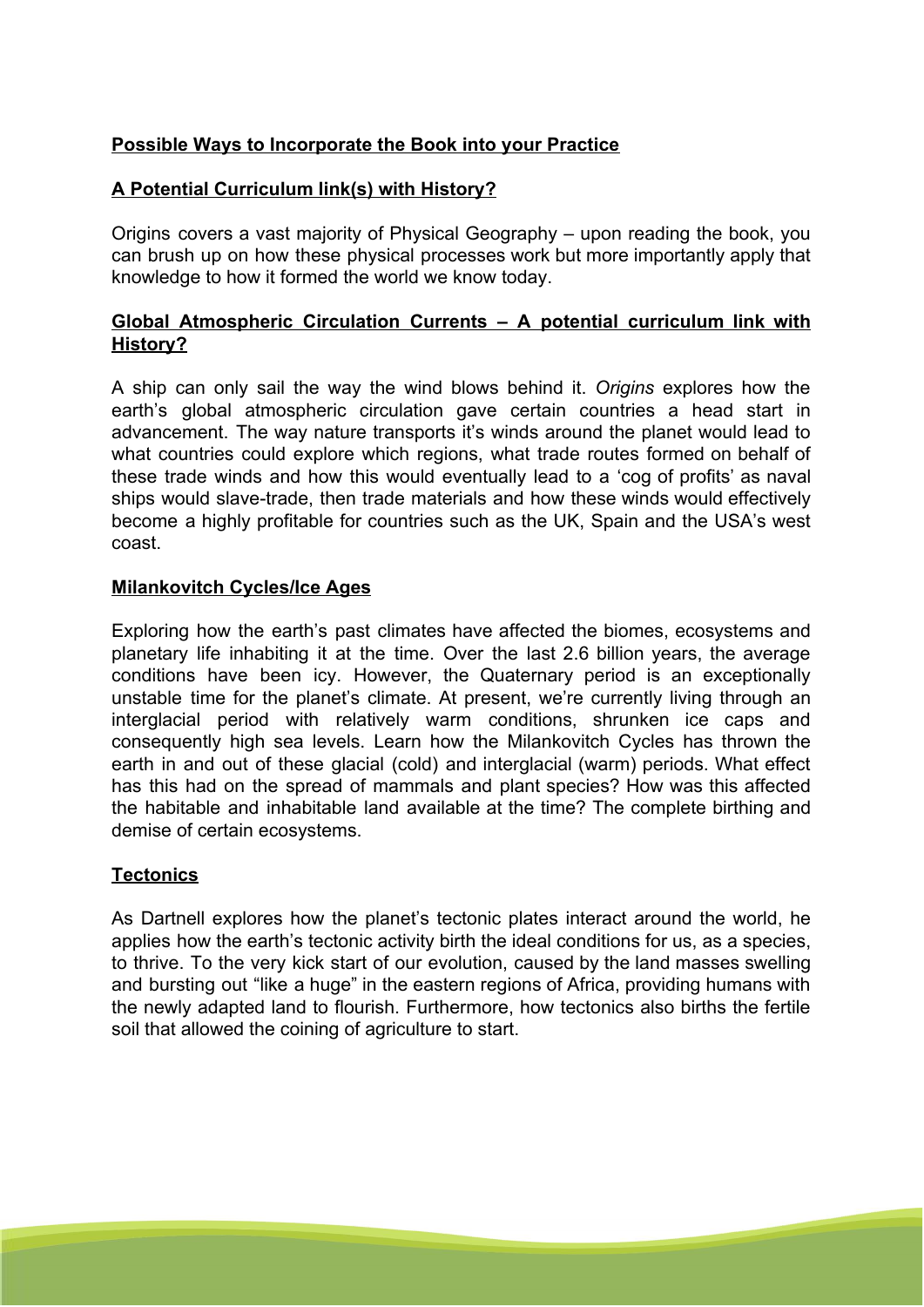**Possible Ways to Incorporate the Book into your Practice**

**A Potential Curriculum link(s) with History?**

Origins covers a vast majority of Physical Geography – upon reading the book, you can brush up on how these physical processes work but more importantly apply that knowledge to how it formed the world we know today.

**Global Atmospheric Circulation Currents – A potential curriculum link with History?**

A ship can only sail the way the wind blows behind it. *Origins* explores how the earth's global atmospheric circulation gave certain countries a head start in advancement. The way nature transports it's winds around the planet would lead to what countries could explore which regions, what trade routes formed on behalf of these trade winds and how this would eventually lead to a 'cog of profits' as naval ships would slave-trade, then trade materials and how these winds would effectively become a highly profitable for countries such as the UK, Spain and the USA's west coast.

**Milankovitch Cycles/Ice Ages**

Exploring how the earth's past climates have affected the biomes, ecosystems and planetary life inhabiting it at the time. Over the last 2.6 billion years, the average conditions have been icy. However, the Quaternary period is an exceptionally unstable time for the planet's climate. At present, we're currently living through an interglacial period with relatively warm conditions, shrunken ice caps and consequently high sea levels. Learn how the Milankovitch Cycles has thrown the earth in and out of these glacial (cold) and interglacial (warm) periods. What effect has this had on the spread of mammals and plant species? How was this affected the habitable and inhabitable land available at the time? The complete birthing and demise of certain ecosystems.

**Tectonics**

As Dartnell explores how the planet's tectonic plates interact around the world, he applies how the earth's tectonic activity birth the ideal conditions for us, as a species, to thrive. To the very kick start of our evolution, caused by the land masses swelling and bursting out "like a huge" in the eastern regions of Africa, providing humans with the newly adapted land to flourish. Furthermore, how tectonics also births the fertile soil that allowed the coining of agriculture to start.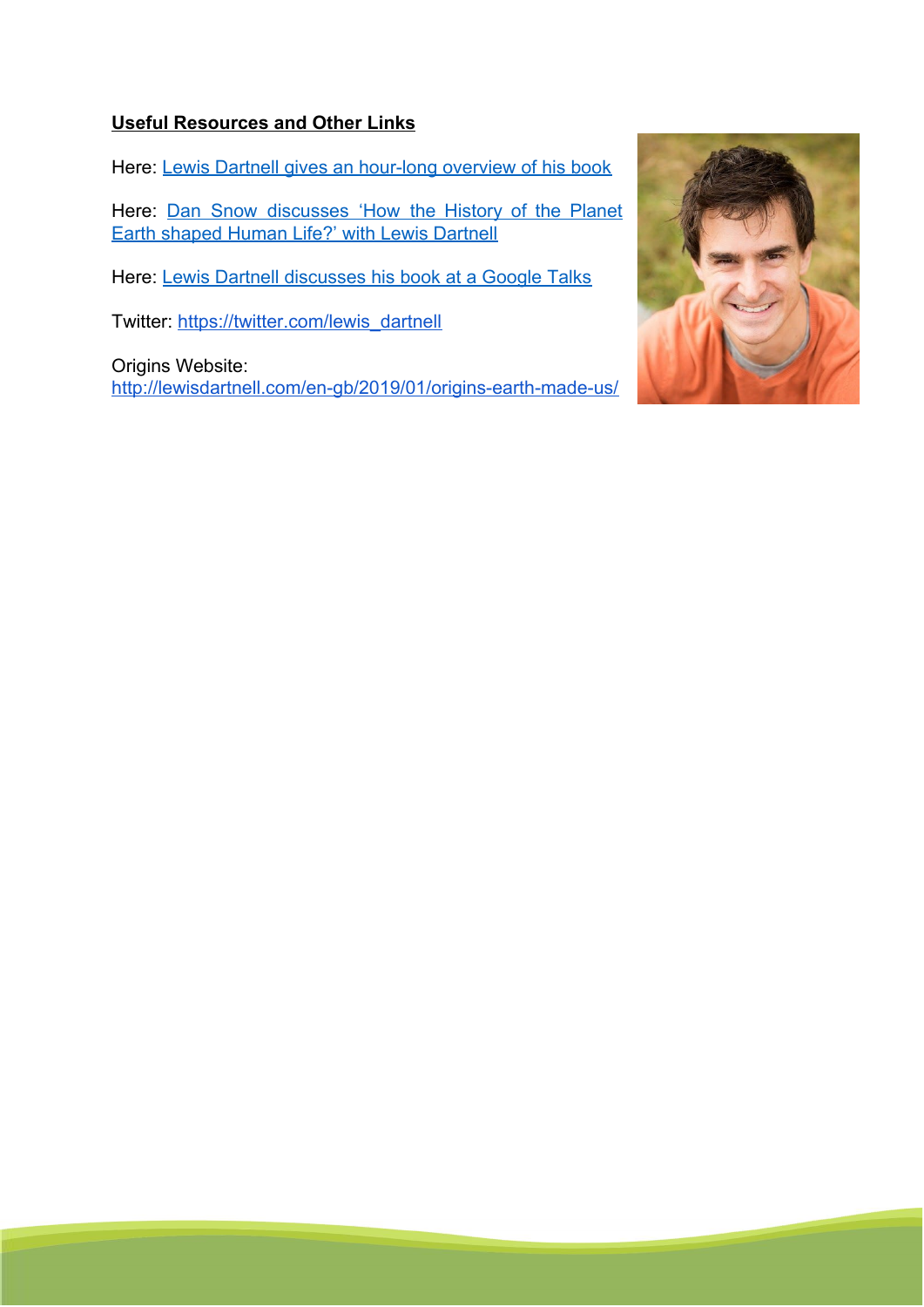**Useful Resources and Other Links**

Here: Lewis Dartnell gives an hour-long overview of his book

Here: Dan Snow discusses 'How the History of the Planet Earth shaped Human Life?' with Lewis Dartnell

Here: Lewis Dartnell discusses his book at a Google Talks

Twitter: https://twitter.com/lewis_dartnell

Origins Website:
http://lewisdartnell.com/en-gb/2019/01/origins-earth-made-us/